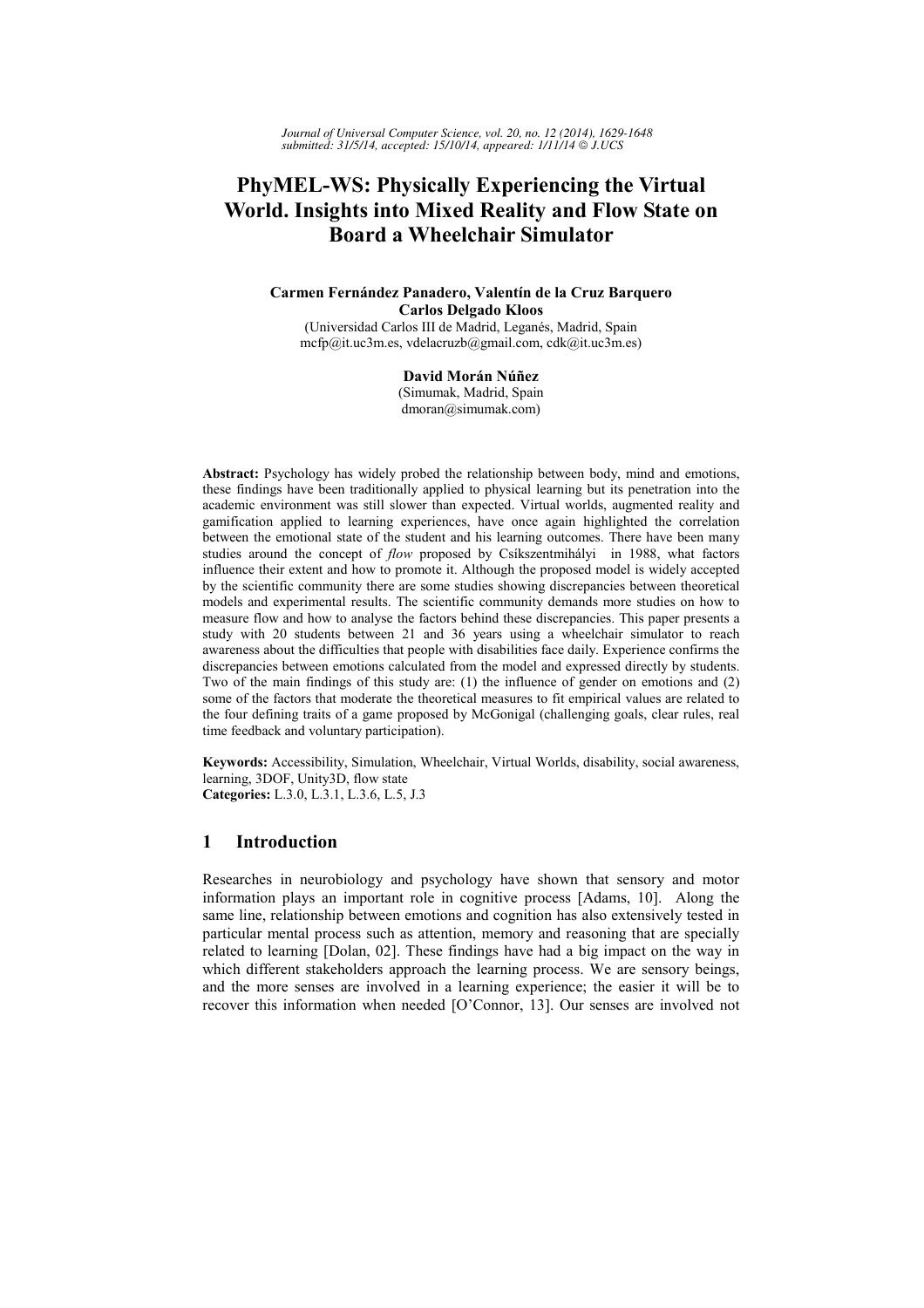# PhyMEL-WS: Physically Experiencing the Virtual World. Insights into Mixed Reality and Flow State on Board a Wheelchair Simulator

**Carmen Fernández Panadero, Valentín de la Cruz Barquero**
**Carlos Delgado Kloos**
(Universidad Carlos III de Madrid, Leganés, Madrid, Spain
mcfp@it.uc3m.es, vdelacruzb@gmail.com, cdk@it.uc3m.es)

**David Morán Núñez**
(Simumak, Madrid, Spain
dmoran@simumak.com)

**Abstract:** Psychology has widely probed the relationship between body, mind and emotions, these findings have been traditionally applied to physical learning but its penetration into the academic environment was still slower than expected. Virtual worlds, augmented reality and gamification applied to learning experiences, have once again highlighted the correlation between the emotional state of the student and his learning outcomes. There have been many studies around the concept of *flow* proposed by Csíkszentmihályi in 1988, what factors influence their extent and how to promote it. Although the proposed model is widely accepted by the scientific community there are some studies showing discrepancies between theoretical models and experimental results. The scientific community demands more studies on how to measure flow and how to analyse the factors behind these discrepancies. This paper presents a study with 20 students between 21 and 36 years using a wheelchair simulator to reach awareness about the difficulties that people with disabilities face daily. Experience confirms the discrepancies between emotions calculated from the model and expressed directly by students. Two of the main findings of this study are: (1) the influence of gender on emotions and (2) some of the factors that moderate the theoretical measures to fit empirical values are related to the four defining traits of a game proposed by McGonigal (challenging goals, clear rules, real time feedback and voluntary participation).

**Keywords:** Accessibility, Simulation, Wheelchair, Virtual Worlds, disability, social awareness, learning, 3DOF, Unity3D, flow state
**Categories:** L.3.0, L.3.1, L.3.6, L.5, J.3

## 1 Introduction

Researches in neurobiology and psychology have shown that sensory and motor information plays an important role in cognitive process [Adams, 10]. Along the same line, relationship between emotions and cognition has also extensively tested in particular mental process such as attention, memory and reasoning that are specially related to learning [Dolan, 02]. These findings have had a big impact on the way in which different stakeholders approach the learning process. We are sensory beings, and the more senses are involved in a learning experience; the easier it will be to recover this information when needed [O'Connor, 13]. Our senses are involved not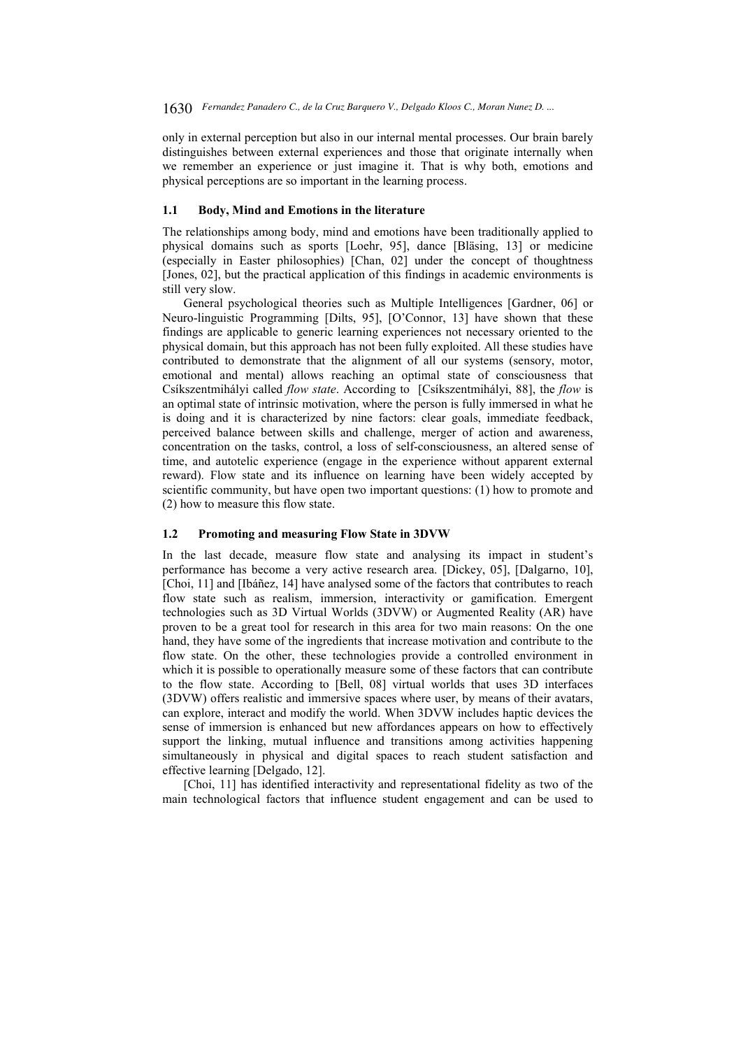only in external perception but also in our internal mental processes. Our brain barely distinguishes between external experiences and those that originate internally when we remember an experience or just imagine it. That is why both, emotions and physical perceptions are so important in the learning process.

### 1.1 Body, Mind and Emotions in the literature

The relationships among body, mind and emotions have been traditionally applied to physical domains such as sports [Loehr, 95], dance [Bläsing, 13] or medicine (especially in Easter philosophies) [Chan, 02] under the concept of thoughtness [Jones, 02], but the practical application of this findings in academic environments is still very slow.

General psychological theories such as Multiple Intelligences [Gardner, 06] or Neuro-linguistic Programming [Dilts, 95], [O'Connor, 13] have shown that these findings are applicable to generic learning experiences not necessary oriented to the physical domain, but this approach has not been fully exploited. All these studies have contributed to demonstrate that the alignment of all our systems (sensory, motor, emotional and mental) allows reaching an optimal state of consciousness that Csíkszentmihályi called *flow state*. According to [Csíkszentmihályi, 88], the *flow* is an optimal state of intrinsic motivation, where the person is fully immersed in what he is doing and it is characterized by nine factors: clear goals, immediate feedback, perceived balance between skills and challenge, merger of action and awareness, concentration on the tasks, control, a loss of self-consciousness, an altered sense of time, and autotelic experience (engage in the experience without apparent external reward). Flow state and its influence on learning have been widely accepted by scientific community, but have open two important questions: (1) how to promote and (2) how to measure this flow state.

### 1.2 Promoting and measuring Flow State in 3DVW

In the last decade, measure flow state and analysing its impact in student's performance has become a very active research area. [Dickey, 05], [Dalgarno, 10], [Choi, 11] and [Ibáñez, 14] have analysed some of the factors that contributes to reach flow state such as realism, immersion, interactivity or gamification. Emergent technologies such as 3D Virtual Worlds (3DVW) or Augmented Reality (AR) have proven to be a great tool for research in this area for two main reasons: On the one hand, they have some of the ingredients that increase motivation and contribute to the flow state. On the other, these technologies provide a controlled environment in which it is possible to operationally measure some of these factors that can contribute to the flow state. According to [Bell, 08] virtual worlds that uses 3D interfaces (3DVW) offers realistic and immersive spaces where user, by means of their avatars, can explore, interact and modify the world. When 3DVW includes haptic devices the sense of immersion is enhanced but new affordances appears on how to effectively support the linking, mutual influence and transitions among activities happening simultaneously in physical and digital spaces to reach student satisfaction and effective learning [Delgado, 12].

[Choi, 11] has identified interactivity and representational fidelity as two of the main technological factors that influence student engagement and can be used to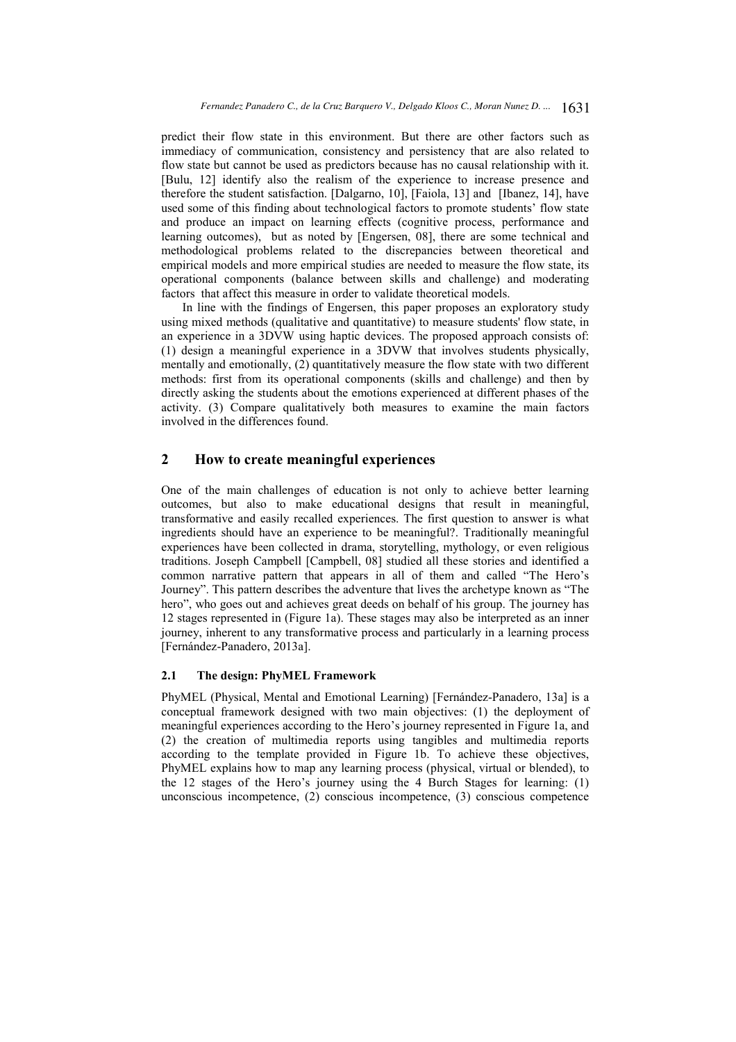predict their flow state in this environment. But there are other factors such as immediacy of communication, consistency and persistency that are also related to flow state but cannot be used as predictors because has no causal relationship with it. [Bulu, 12] identify also the realism of the experience to increase presence and therefore the student satisfaction. [Dalgarno, 10], [Faiola, 13] and [Ibanez, 14], have used some of this finding about technological factors to promote students' flow state and produce an impact on learning effects (cognitive process, performance and learning outcomes), but as noted by [Engersen, 08], there are some technical and methodological problems related to the discrepancies between theoretical and empirical models and more empirical studies are needed to measure the flow state, its operational components (balance between skills and challenge) and moderating factors that affect this measure in order to validate theoretical models.

In line with the findings of Engersen, this paper proposes an exploratory study using mixed methods (qualitative and quantitative) to measure students' flow state, in an experience in a 3DVW using haptic devices. The proposed approach consists of: (1) design a meaningful experience in a 3DVW that involves students physically, mentally and emotionally, (2) quantitatively measure the flow state with two different methods: first from its operational components (skills and challenge) and then by directly asking the students about the emotions experienced at different phases of the activity. (3) Compare qualitatively both measures to examine the main factors involved in the differences found.

## 2 How to create meaningful experiences

One of the main challenges of education is not only to achieve better learning outcomes, but also to make educational designs that result in meaningful, transformative and easily recalled experiences. The first question to answer is what ingredients should have an experience to be meaningful?. Traditionally meaningful experiences have been collected in drama, storytelling, mythology, or even religious traditions. Joseph Campbell [Campbell, 08] studied all these stories and identified a common narrative pattern that appears in all of them and called "The Hero's Journey". This pattern describes the adventure that lives the archetype known as "The hero", who goes out and achieves great deeds on behalf of his group. The journey has 12 stages represented in (Figure 1a). These stages may also be interpreted as an inner journey, inherent to any transformative process and particularly in a learning process [Fernández-Panadero, 2013a].

### 2.1 The design: PhyMEL Framework

PhyMEL (Physical, Mental and Emotional Learning) [Fernández-Panadero, 13a] is a conceptual framework designed with two main objectives: (1) the deployment of meaningful experiences according to the Hero's journey represented in Figure 1a, and (2) the creation of multimedia reports using tangibles and multimedia reports according to the template provided in Figure 1b. To achieve these objectives, PhyMEL explains how to map any learning process (physical, virtual or blended), to the 12 stages of the Hero's journey using the 4 Burch Stages for learning: (1) unconscious incompetence, (2) conscious incompetence, (3) conscious competence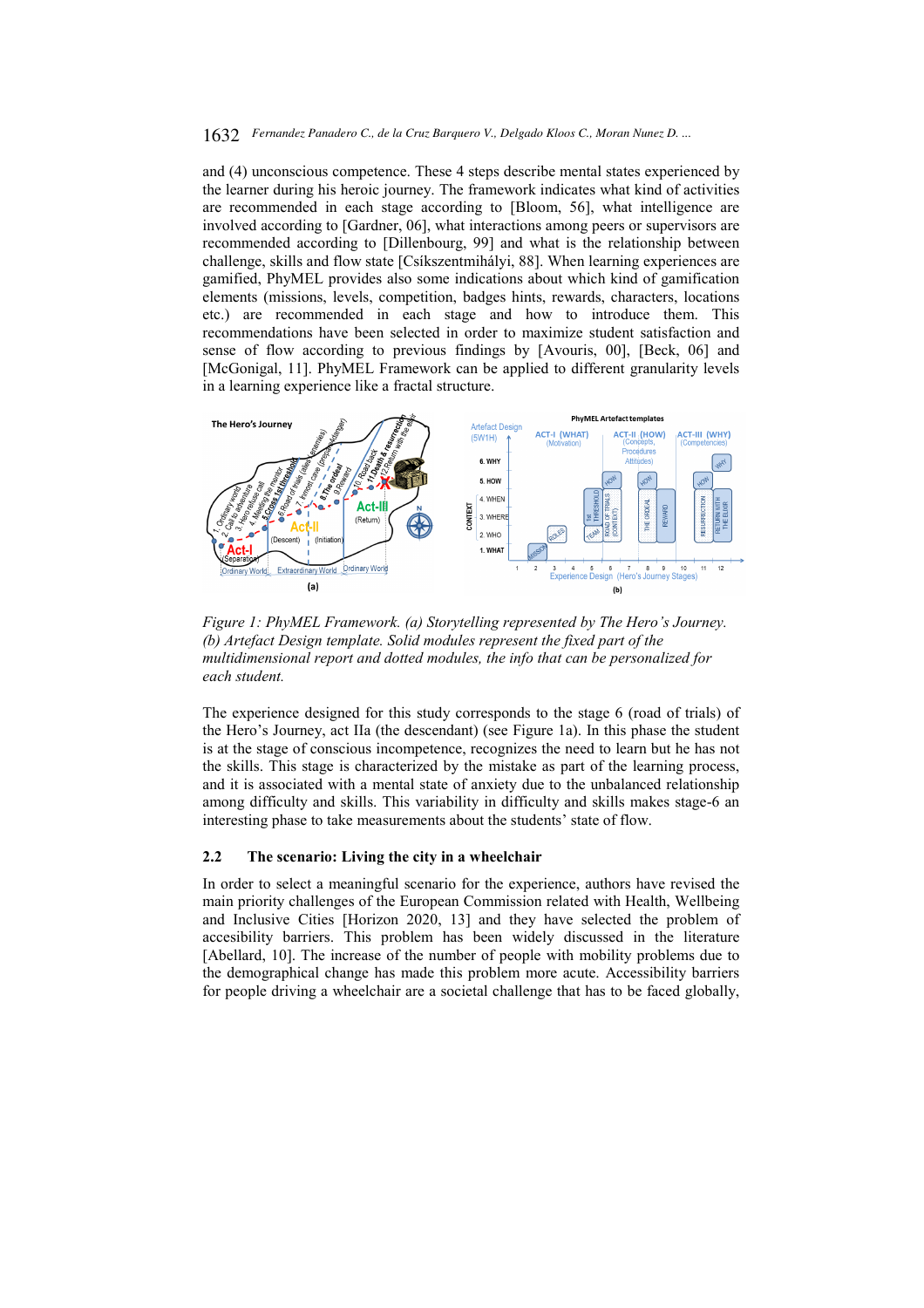and (4) unconscious competence. These 4 steps describe mental states experienced by the learner during his heroic journey. The framework indicates what kind of activities are recommended in each stage according to [Bloom, 56], what intelligence are involved according to [Gardner, 06], what interactions among peers or supervisors are recommended according to [Dillenbourg, 99] and what is the relationship between challenge, skills and flow state [Csíkszentmihályi, 88]. When learning experiences are gamified, PhyMEL provides also some indications about which kind of gamification elements (missions, levels, competition, badges hints, rewards, characters, locations etc.) are recommended in each stage and how to introduce them. This recommendations have been selected in order to maximize student satisfaction and sense of flow according to previous findings by [Avouris, 00], [Beck, 06] and [McGonigal, 11]. PhyMEL Framework can be applied to different granularity levels in a learning experience like a fractal structure.

The Hero's Journey

1. Ordinary world
2. Call to adventure
3. Refusal the call
4. Meeting the mentor
5. Cross 1st threshold
6. Road of trials (allies & enemies)
7. Inmost cave (prepare for danger)
8. The ordeal
9. Reward
10. Road back
11. Death & resurrection
12. Return with the elixir

Act-I (Separation)
Act-II (Descent) (Initiation)
Act-III (Return)

Ordinary World
Extraordinary World
Ordinary World

(a)

PhyMEL Artefact templates

Artefact Design (5W1H)

ACT-I (WHAT) (Motivation)
ACT-II (HOW) (Concepts, Procedures Attitudes)
ACT-III (WHY) (Competencies)

CONTEXT

6. WHY
5. HOW
4. WHEN
3. WHERE
2. WHO
1. WHAT

MISSION
ROLES
TEAM
THE THRESHOLD
ROAD OF TRIALS (CONTEXT)
HOW
HOW
THE ORDEAL
REWARD
HOW
RESURRECTION
RETURN WITH THE ELIXIR
WHY

1 2 3 4 5 6 7 8 9 10 11 12

Experience Design (Hero's Journey Stages)

(b)

*Figure 1: PhyMEL Framework. (a) Storytelling represented by The Hero's Journey. (b) Artefact Design template. Solid modules represent the fixed part of the multidimensional report and dotted modules, the info that can be personalized for each student.*

The experience designed for this study corresponds to the stage 6 (road of trials) of the Hero's Journey, act IIa (the descendant) (see Figure 1a). In this phase the student is at the stage of conscious incompetence, recognizes the need to learn but he has not the skills. This stage is characterized by the mistake as part of the learning process, and it is associated with a mental state of anxiety due to the unbalanced relationship among difficulty and skills. This variability in difficulty and skills makes stage-6 an interesting phase to take measurements about the students' state of flow.

## 2.2 The scenario: Living the city in a wheelchair

In order to select a meaningful scenario for the experience, authors have revised the main priority challenges of the European Commission related with Health, Wellbeing and Inclusive Cities [Horizon 2020, 13] and they have selected the problem of accesibility barriers. This problem has been widely discussed in the literature [Abellard, 10]. The increase of the number of people with mobility problems due to the demographical change has made this problem more acute. Accessibility barriers for people driving a wheelchair are a societal challenge that has to be faced globally,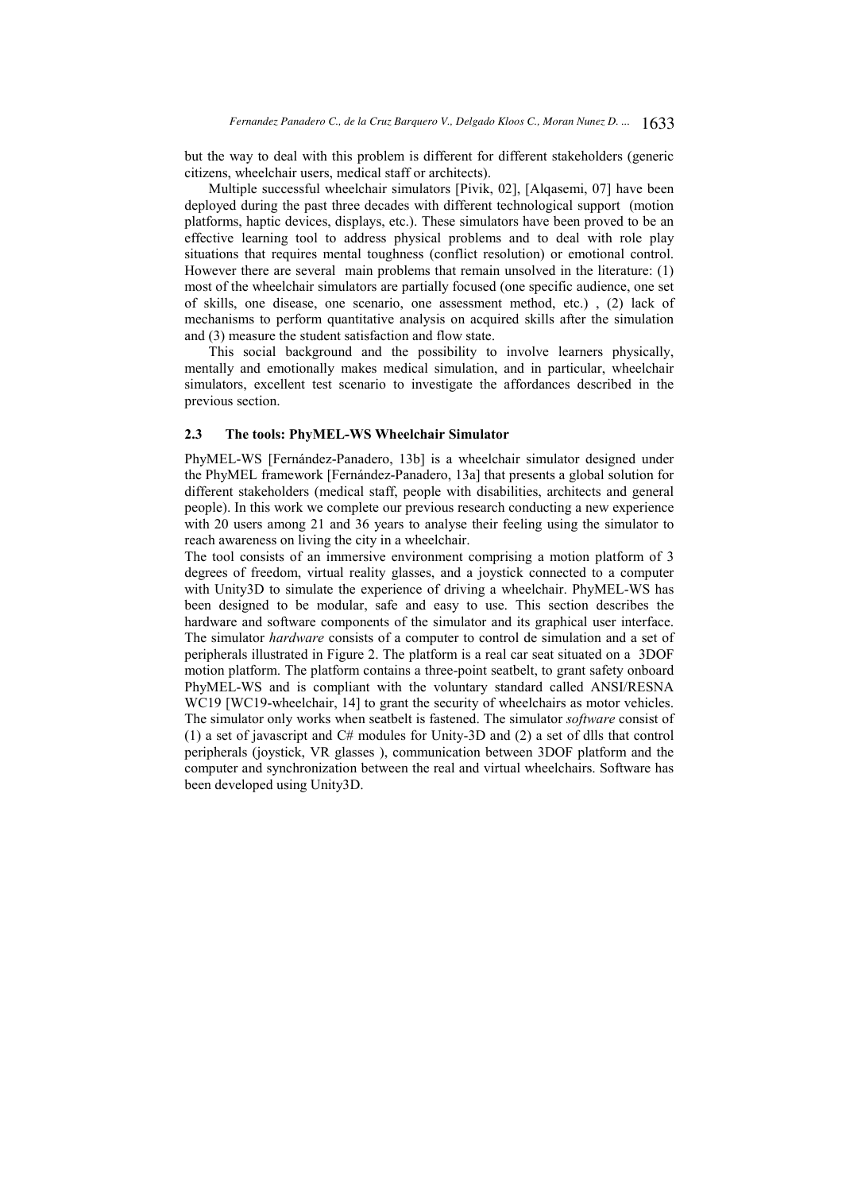but the way to deal with this problem is different for different stakeholders (generic citizens, wheelchair users, medical staff or architects).

Multiple successful wheelchair simulators [Pivik, 02], [Alqasemi, 07] have been deployed during the past three decades with different technological support (motion platforms, haptic devices, displays, etc.). These simulators have been proved to be an effective learning tool to address physical problems and to deal with role play situations that requires mental toughness (conflict resolution) or emotional control. However there are several main problems that remain unsolved in the literature: (1) most of the wheelchair simulators are partially focused (one specific audience, one set of skills, one disease, one scenario, one assessment method, etc.) , (2) lack of mechanisms to perform quantitative analysis on acquired skills after the simulation and (3) measure the student satisfaction and flow state.

This social background and the possibility to involve learners physically, mentally and emotionally makes medical simulation, and in particular, wheelchair simulators, excellent test scenario to investigate the affordances described in the previous section.

### 2.3 The tools: PhyMEL-WS Wheelchair Simulator

PhyMEL-WS [Fernández-Panadero, 13b] is a wheelchair simulator designed under the PhyMEL framework [Fernández-Panadero, 13a] that presents a global solution for different stakeholders (medical staff, people with disabilities, architects and general people). In this work we complete our previous research conducting a new experience with 20 users among 21 and 36 years to analyse their feeling using the simulator to reach awareness on living the city in a wheelchair.

The tool consists of an immersive environment comprising a motion platform of 3 degrees of freedom, virtual reality glasses, and a joystick connected to a computer with Unity3D to simulate the experience of driving a wheelchair. PhyMEL-WS has been designed to be modular, safe and easy to use. This section describes the hardware and software components of the simulator and its graphical user interface. The simulator *hardware* consists of a computer to control de simulation and a set of peripherals illustrated in Figure 2. The platform is a real car seat situated on a 3DOF motion platform. The platform contains a three-point seatbelt, to grant safety onboard PhyMEL-WS and is compliant with the voluntary standard called ANSI/RESNA WC19 [WC19-wheelchair, 14] to grant the security of wheelchairs as motor vehicles. The simulator only works when seatbelt is fastened. The simulator *software* consist of (1) a set of javascript and C# modules for Unity-3D and (2) a set of dlls that control peripherals (joystick, VR glasses ), communication between 3DOF platform and the computer and synchronization between the real and virtual wheelchairs. Software has been developed using Unity3D.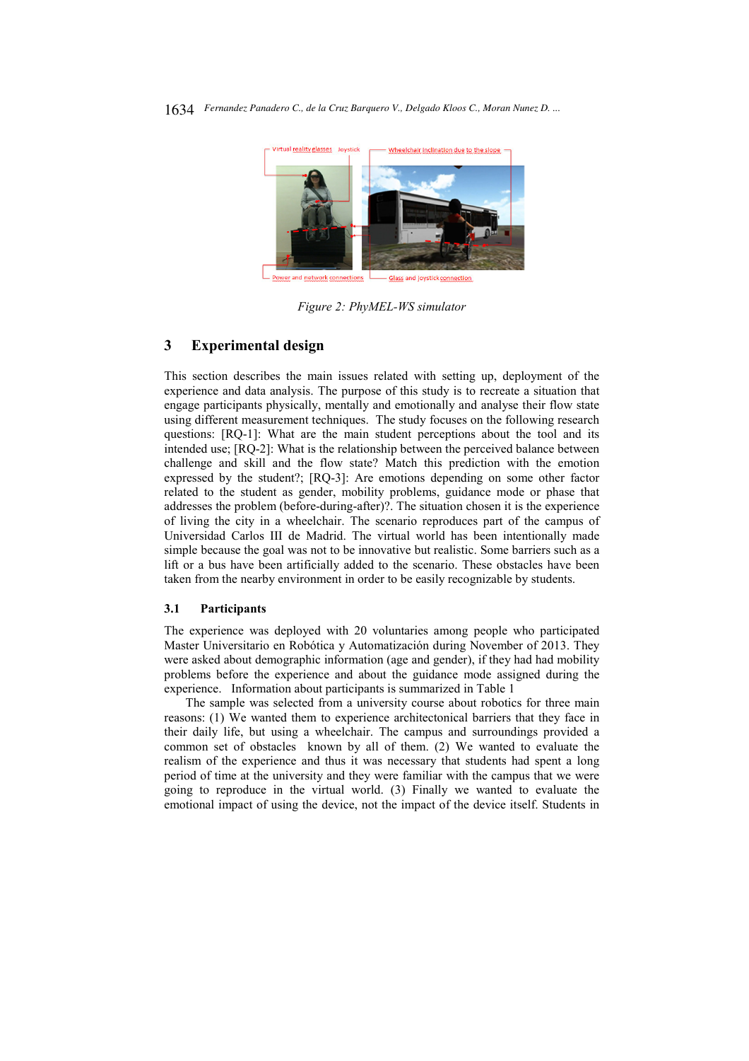Virtual reality glasses Joystick

Wheelchair inclination due to the slope

Power and network connections

Glass and Joystick connection

*Figure 2: PhyMEL-WS simulator*

## 3 Experimental design

This section describes the main issues related with setting up, deployment of the experience and data analysis. The purpose of this study is to recreate a situation that engage participants physically, mentally and emotionally and analyse their flow state using different measurement techniques. The study focuses on the following research questions: [RQ-1]: What are the main student perceptions about the tool and its intended use; [RQ-2]: What is the relationship between the perceived balance between challenge and skill and the flow state? Match this prediction with the emotion expressed by the student?; [RQ-3]: Are emotions depending on some other factor related to the student as gender, mobility problems, guidance mode or phase that addresses the problem (before-during-after)?. The situation chosen it is the experience of living the city in a wheelchair. The scenario reproduces part of the campus of Universidad Carlos III de Madrid. The virtual world has been intentionally made simple because the goal was not to be innovative but realistic. Some barriers such as a lift or a bus have been artificially added to the scenario. These obstacles have been taken from the nearby environment in order to be easily recognizable by students.

### 3.1 Participants

The experience was deployed with 20 voluntaries among people who participated Master Universitario en Robótica y Automatización during November of 2013. They were asked about demographic information (age and gender), if they had had mobility problems before the experience and about the guidance mode assigned during the experience. Information about participants is summarized in Table 1

The sample was selected from a university course about robotics for three main reasons: (1) We wanted them to experience architectonical barriers that they face in their daily life, but using a wheelchair. The campus and surroundings provided a common set of obstacles known by all of them. (2) We wanted to evaluate the realism of the experience and thus it was necessary that students had spent a long period of time at the university and they were familiar with the campus that we were going to reproduce in the virtual world. (3) Finally we wanted to evaluate the emotional impact of using the device, not the impact of the device itself. Students in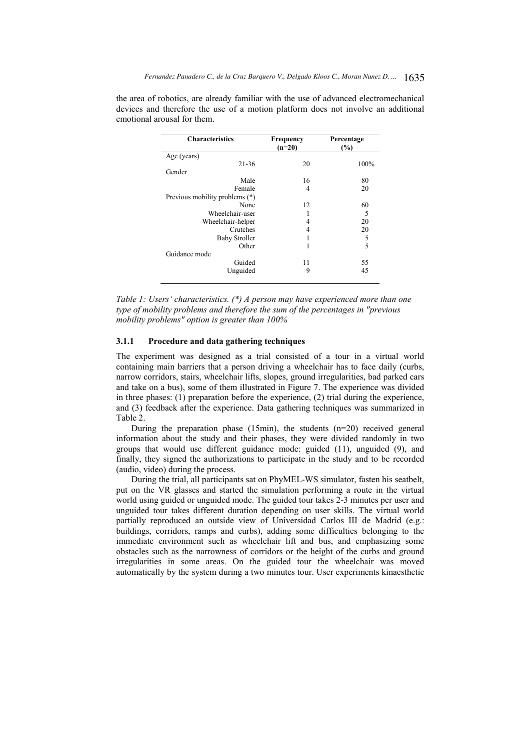the area of robotics, are already familiar with the use of advanced electromechanical devices and therefore the use of a motion platform does not involve an additional emotional arousal for them.

| Characteristics | Frequency (n=20) | Percentage (%) |
| --- | --- | --- |
| Age (years) | | |
| 21-36 | 20 | 100% |
| Gender | | |
| Male | 16 | 80 |
| Female | 4 | 20 |
| Previous mobility problems (*) | | |
| None | 12 | 60 |
| Wheelchair-user | 1 | 5 |
| Wheelchair-helper | 4 | 20 |
| Crutches | 4 | 20 |
| Baby Stroller | 1 | 5 |
| Other | 1 | 5 |
| Guidance mode | | |
| Guided | 11 | 55 |
| Unguided | 9 | 45 |

*Table 1: Users' characteristics. (*) A person may have experienced more than one type of mobility problems and therefore the sum of the percentages in "previous mobility problems" option is greater than 100%*

### 3.1.1 Procedure and data gathering techniques

The experiment was designed as a trial consisted of a tour in a virtual world containing main barriers that a person driving a wheelchair has to face daily (curbs, narrow corridors, stairs, wheelchair lifts, slopes, ground irregularities, bad parked cars and take on a bus), some of them illustrated in Figure 7. The experience was divided in three phases: (1) preparation before the experience, (2) trial during the experience, and (3) feedback after the experience. Data gathering techniques was summarized in Table 2.

During the preparation phase (15min), the students (n=20) received general information about the study and their phases, they were divided randomly in two groups that would use different guidance mode: guided (11), unguided (9), and finally, they signed the authorizations to participate in the study and to be recorded (audio, video) during the process.

During the trial, all participants sat on PhyMEL-WS simulator, fasten his seatbelt, put on the VR glasses and started the simulation performing a route in the virtual world using guided or unguided mode. The guided tour takes 2-3 minutes per user and unguided tour takes different duration depending on user skills. The virtual world partially reproduced an outside view of Universidad Carlos III de Madrid (e.g.: buildings, corridors, ramps and curbs), adding some difficulties belonging to the immediate environment such as wheelchair lift and bus, and emphasizing some obstacles such as the narrowness of corridors or the height of the curbs and ground irregularities in some areas. On the guided tour the wheelchair was moved automatically by the system during a two minutes tour. User experiments kinaesthetic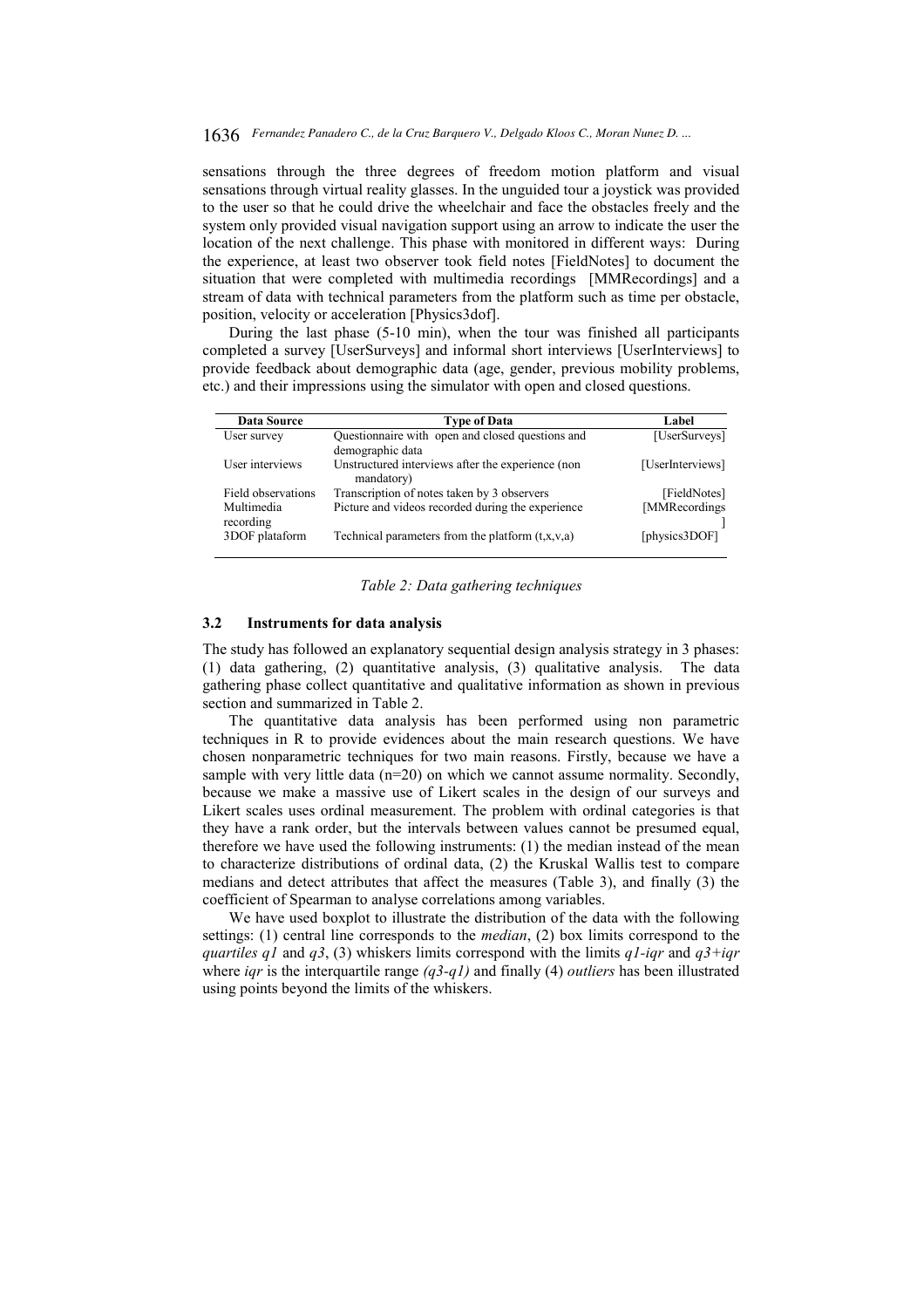sensations through the three degrees of freedom motion platform and visual sensations through virtual reality glasses. In the unguided tour a joystick was provided to the user so that he could drive the wheelchair and face the obstacles freely and the system only provided visual navigation support using an arrow to indicate the user the location of the next challenge. This phase with monitored in different ways: During the experience, at least two observer took field notes [FieldNotes] to document the situation that were completed with multimedia recordings [MMRecordings] and a stream of data with technical parameters from the platform such as time per obstacle, position, velocity or acceleration [Physics3dof].

During the last phase (5-10 min), when the tour was finished all participants completed a survey [UserSurveys] and informal short interviews [UserInterviews] to provide feedback about demographic data (age, gender, previous mobility problems, etc.) and their impressions using the simulator with open and closed questions.

| Data Source | Type of Data | Label |
|---|---|---|
| User survey | Questionnaire with open and closed questions and demographic data | [UserSurveys] |
| User interviews | Unstructured interviews after the experience (non mandatory) | [UserInterviews] |
| Field observations | Transcription of notes taken by 3 observers | [FieldNotes] |
| Multimedia recording | Picture and videos recorded during the experience | [MMRecordings] |
| 3DOF plataform | Technical parameters from the platform (t,x,v,a) | [physics3DOF] |

*Table 2: Data gathering techniques*

### 3.2 Instruments for data analysis

The study has followed an explanatory sequential design analysis strategy in 3 phases: (1) data gathering, (2) quantitative analysis, (3) qualitative analysis. The data gathering phase collect quantitative and qualitative information as shown in previous section and summarized in Table 2.

The quantitative data analysis has been performed using non parametric techniques in R to provide evidences about the main research questions. We have chosen nonparametric techniques for two main reasons. Firstly, because we have a sample with very little data (n=20) on which we cannot assume normality. Secondly, because we make a massive use of Likert scales in the design of our surveys and Likert scales uses ordinal measurement. The problem with ordinal categories is that they have a rank order, but the intervals between values cannot be presumed equal, therefore we have used the following instruments: (1) the median instead of the mean to characterize distributions of ordinal data, (2) the Kruskal Wallis test to compare medians and detect attributes that affect the measures (Table 3), and finally (3) the coefficient of Spearman to analyse correlations among variables.

We have used boxplot to illustrate the distribution of the data with the following settings: (1) central line corresponds to the *median*, (2) box limits correspond to the *quartiles* $q1$ and $q3$, (3) whiskers limits correspond with the limits $q1\text{-}iqr$ and $q3\text{+}iqr$ where $iqr$ is the interquartile range $(q3\text{-}q1)$ and finally (4) *outliers* has been illustrated using points beyond the limits of the whiskers.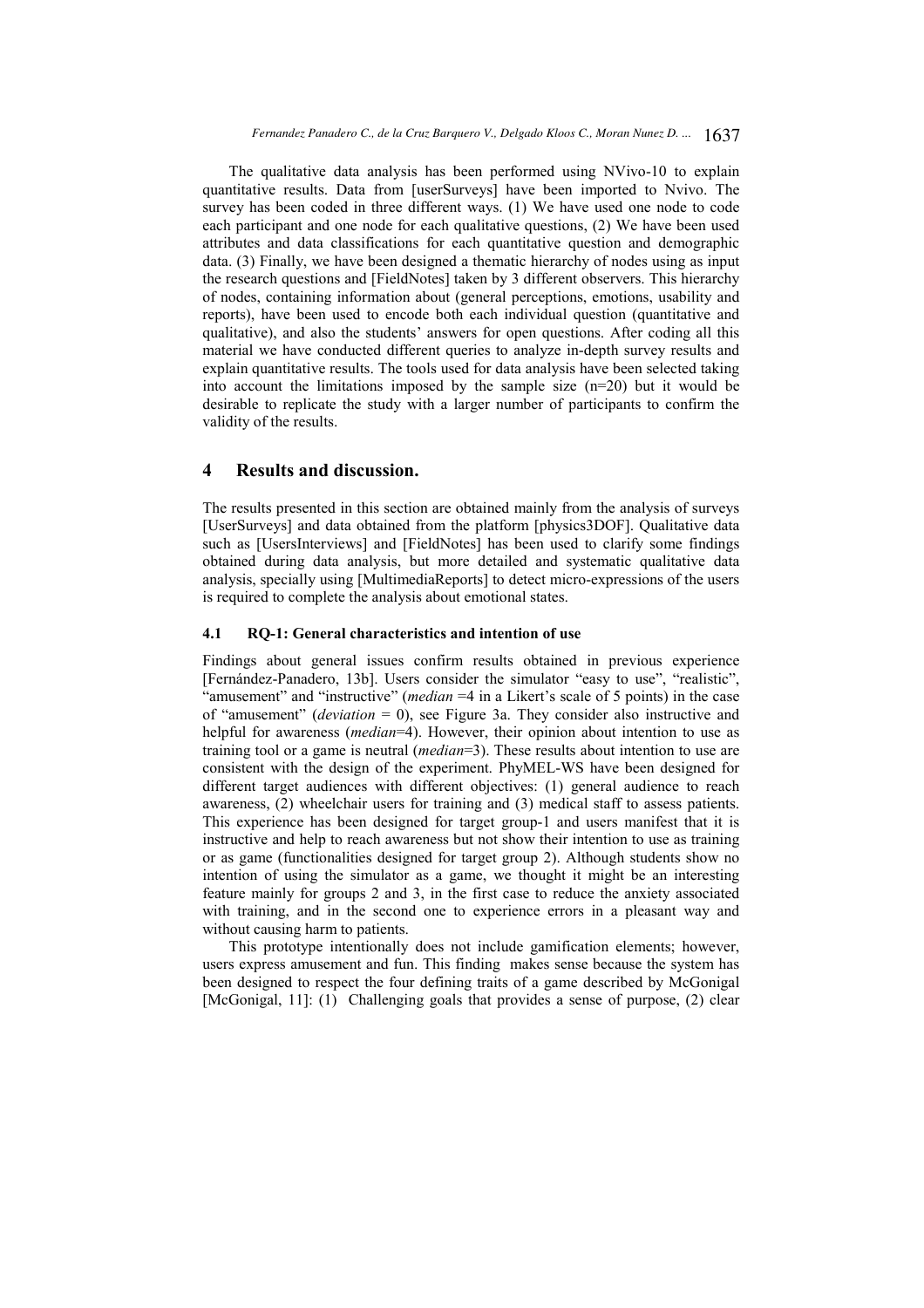The qualitative data analysis has been performed using NVivo-10 to explain quantitative results. Data from [userSurveys] have been imported to Nvivo. The survey has been coded in three different ways. (1) We have used one node to code each participant and one node for each qualitative questions, (2) We have been used attributes and data classifications for each quantitative question and demographic data. (3) Finally, we have been designed a thematic hierarchy of nodes using as input the research questions and [FieldNotes] taken by 3 different observers. This hierarchy of nodes, containing information about (general perceptions, emotions, usability and reports), have been used to encode both each individual question (quantitative and qualitative), and also the students' answers for open questions. After coding all this material we have conducted different queries to analyze in-depth survey results and explain quantitative results. The tools used for data analysis have been selected taking into account the limitations imposed by the sample size (n=20) but it would be desirable to replicate the study with a larger number of participants to confirm the validity of the results.

## 4 Results and discussion.

The results presented in this section are obtained mainly from the analysis of surveys [UserSurveys] and data obtained from the platform [physics3DOF]. Qualitative data such as [UsersInterviews] and [FieldNotes] has been used to clarify some findings obtained during data analysis, but more detailed and systematic qualitative data analysis, specially using [MultimediaReports] to detect micro-expressions of the users is required to complete the analysis about emotional states.

### 4.1 RQ-1: General characteristics and intention of use

Findings about general issues confirm results obtained in previous experience [Fernández-Panadero, 13b]. Users consider the simulator "easy to use", "realistic", "amusement" and "instructive" (*median* =4 in a Likert's scale of 5 points) in the case of "amusement" (*deviation* = 0), see Figure 3a. They consider also instructive and helpful for awareness (*median*=4). However, their opinion about intention to use as training tool or a game is neutral (*median*=3). These results about intention to use are consistent with the design of the experiment. PhyMEL-WS have been designed for different target audiences with different objectives: (1) general audience to reach awareness, (2) wheelchair users for training and (3) medical staff to assess patients. This experience has been designed for target group-1 and users manifest that it is instructive and help to reach awareness but not show their intention to use as training or as game (functionalities designed for target group 2). Although students show no intention of using the simulator as a game, we thought it might be an interesting feature mainly for groups 2 and 3, in the first case to reduce the anxiety associated with training, and in the second one to experience errors in a pleasant way and without causing harm to patients.

This prototype intentionally does not include gamification elements; however, users express amusement and fun. This finding makes sense because the system has been designed to respect the four defining traits of a game described by McGonigal [McGonigal, 11]: (1) Challenging goals that provides a sense of purpose, (2) clear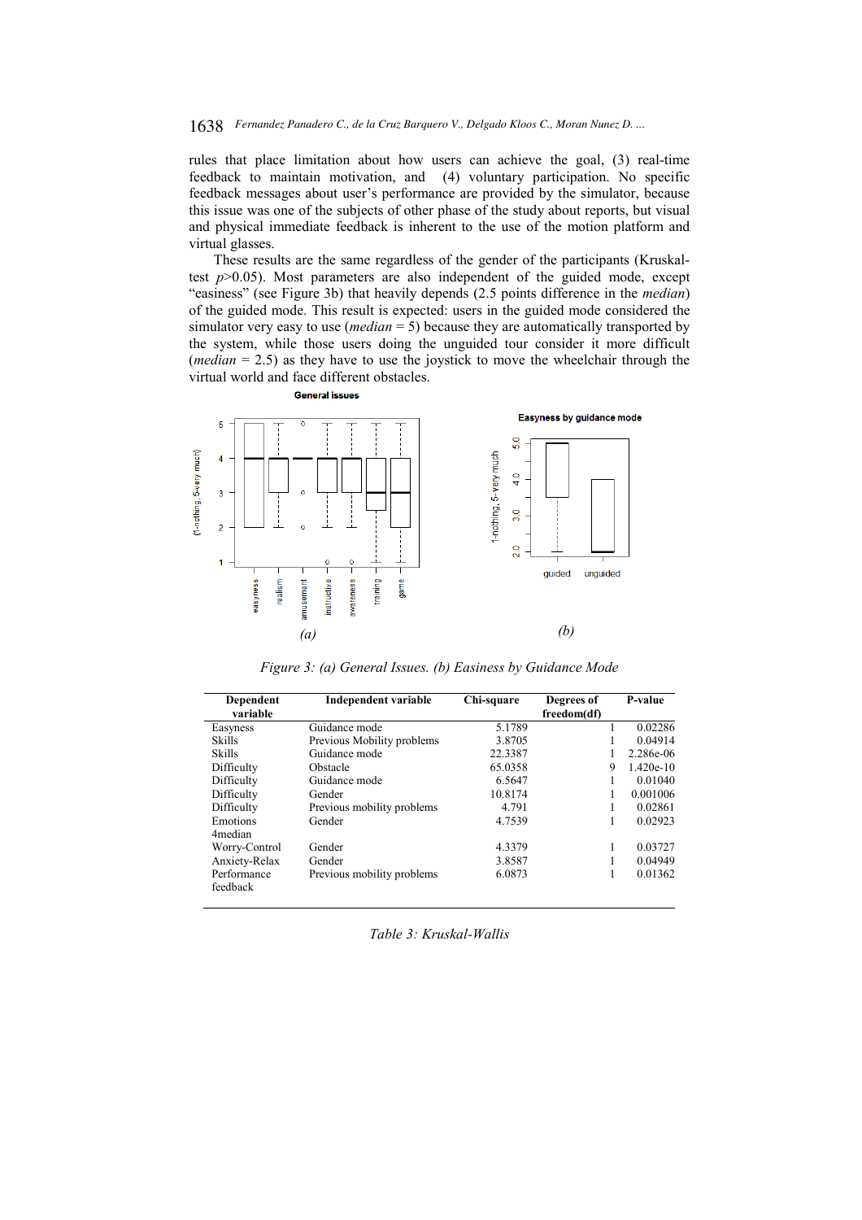rules that place limitation about how users can achieve the goal, (3) real-time feedback to maintain motivation, and (4) voluntary participation. No specific feedback messages about user's performance are provided by the simulator, because this issue was one of the subjects of other phase of the study about reports, but visual and physical immediate feedback is inherent to the use of the motion platform and virtual glasses.

These results are the same regardless of the gender of the participants (Kruskal-test $p>0.05$). Most parameters are also independent of the guided mode, except "easiness" (see Figure 3b) that heavily depends (2.5 points difference in the *median*) of the guided mode. This result is expected: users in the guided mode considered the simulator very easy to use (*median* = 5) because they are automatically transported by the system, while those users doing the unguided tour consider it more difficult (*median* = 2.5) as they have to use the joystick to move the wheelchair through the virtual world and face different obstacles.

*Figure 3: (a) General Issues. (b) Easiness by Guidance Mode*

| Dependent variable | Independent variable | Chi-square | Degrees of freedom(df) | P-value |
|---|---|---|---|---|
| Easyness | Guidance mode | 5.1789 | 1 | 0.02286 |
| Skills | Previous Mobility problems | 3.8705 | 1 | 0.04914 |
| Skills | Guidance mode | 22.3387 | 1 | 2.286e-06 |
| Difficulty | Obstacle | 65.0358 | 9 | 1.420e-10 |
| Difficulty | Guidance mode | 6.5647 | 1 | 0.01040 |
| Difficulty | Gender | 10.8174 | 1 | 0.001006 |
| Difficulty | Previous mobility problems | 4.791 | 1 | 0.02861 |
| Emotions 4median | Gender | 4.7539 | 1 | 0.02923 |
| Worry-Control | Gender | 4.3379 | 1 | 0.03727 |
| Anxiety-Relax | Gender | 3.8587 | 1 | 0.04949 |
| Performance feedback | Previous mobility problems | 6.0873 | 1 | 0.01362 |

*Table 3: Kruskal-Wallis*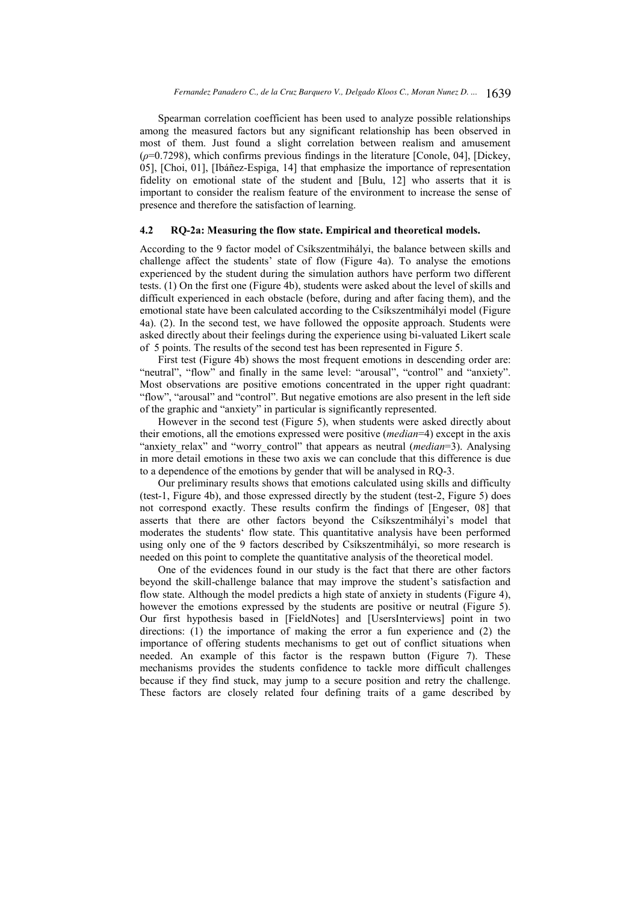Spearman correlation coefficient has been used to analyze possible relationships among the measured factors but any significant relationship has been observed in most of them. Just found a slight correlation between realism and amusement ($\rho$=0.7298), which confirms previous findings in the literature [Conole, 04], [Dickey, 05], [Choi, 01], [Ibáñez-Espiga, 14] that emphasize the importance of representation fidelity on emotional state of the student and [Bulu, 12] who asserts that it is important to consider the realism feature of the environment to increase the sense of presence and therefore the satisfaction of learning.

### 4.2 RQ-2a: Measuring the flow state. Empirical and theoretical models.

According to the 9 factor model of Csíkszentmihályi, the balance between skills and challenge affect the students' state of flow (Figure 4a). To analyse the emotions experienced by the student during the simulation authors have perform two different tests. (1) On the first one (Figure 4b), students were asked about the level of skills and difficult experienced in each obstacle (before, during and after facing them), and the emotional state have been calculated according to the Csíkszentmihályi model (Figure 4a). (2). In the second test, we have followed the opposite approach. Students were asked directly about their feelings during the experience using bi-valuated Likert scale of 5 points. The results of the second test has been represented in Figure 5.

First test (Figure 4b) shows the most frequent emotions in descending order are: "neutral", "flow" and finally in the same level: "arousal", "control" and "anxiety". Most observations are positive emotions concentrated in the upper right quadrant: "flow", "arousal" and "control". But negative emotions are also present in the left side of the graphic and "anxiety" in particular is significantly represented.

However in the second test (Figure 5), when students were asked directly about their emotions, all the emotions expressed were positive (*median*=4) except in the axis "anxiety_relax" and "worry_control" that appears as neutral (*median*=3). Analysing in more detail emotions in these two axis we can conclude that this difference is due to a dependence of the emotions by gender that will be analysed in RQ-3.

Our preliminary results shows that emotions calculated using skills and difficulty (test-1, Figure 4b), and those expressed directly by the student (test-2, Figure 5) does not correspond exactly. These results confirm the findings of [Engeser, 08] that asserts that there are other factors beyond the Csíkszentmihályi's model that moderates the students' flow state. This quantitative analysis have been performed using only one of the 9 factors described by Csíkszentmihályi, so more research is needed on this point to complete the quantitative analysis of the theoretical model.

One of the evidences found in our study is the fact that there are other factors beyond the skill-challenge balance that may improve the student's satisfaction and flow state. Although the model predicts a high state of anxiety in students (Figure 4), however the emotions expressed by the students are positive or neutral (Figure 5). Our first hypothesis based in [FieldNotes] and [UsersInterviews] point in two directions: (1) the importance of making the error a fun experience and (2) the importance of offering students mechanisms to get out of conflict situations when needed. An example of this factor is the respawn button (Figure 7). These mechanisms provides the students confidence to tackle more difficult challenges because if they find stuck, may jump to a secure position and retry the challenge. These factors are closely related four defining traits of a game described by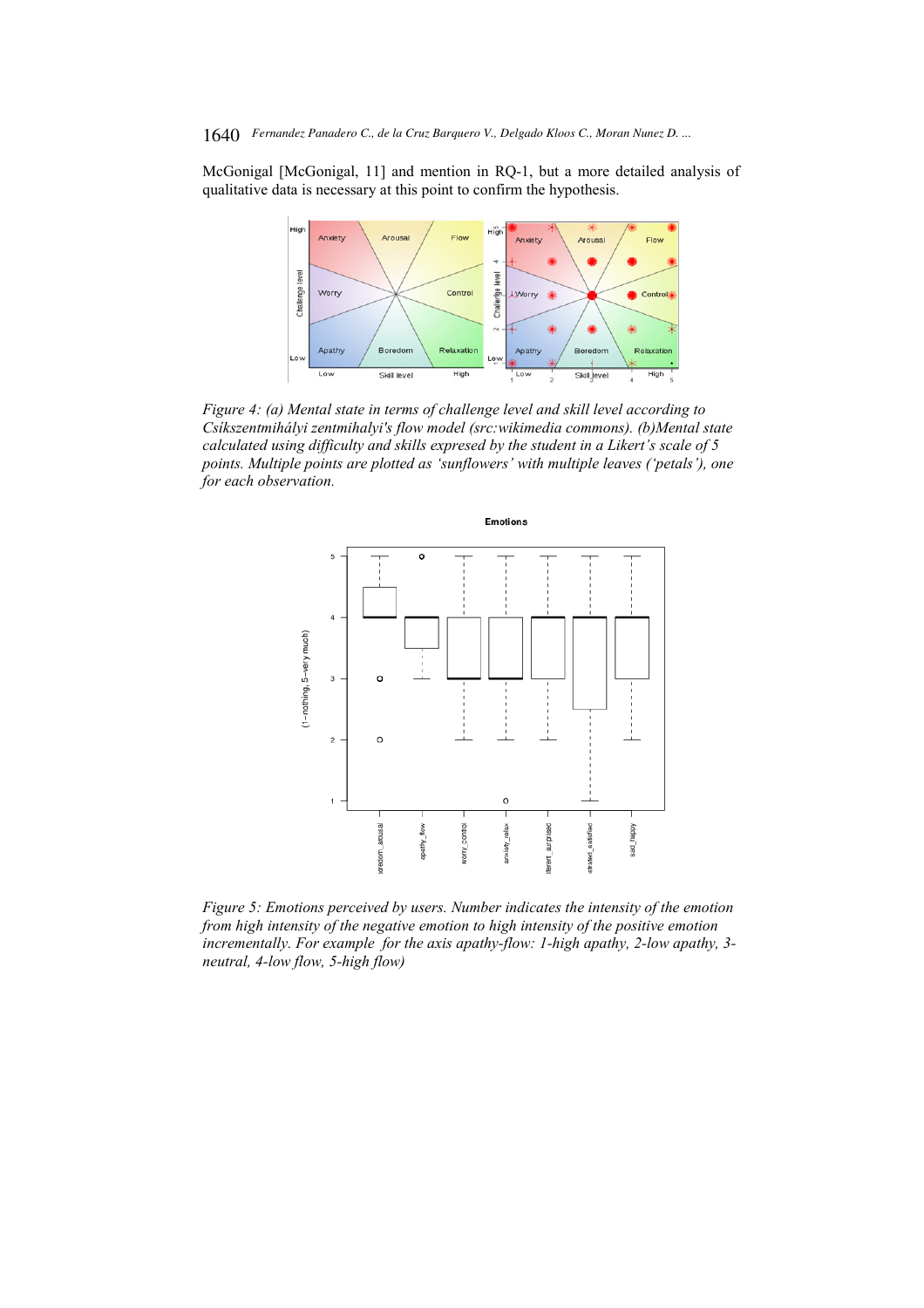McGonigal [McGonigal, 11] and mention in RQ-1, but a more detailed analysis of qualitative data is necessary at this point to confirm the hypothesis.

High
Anxiety
Arousal
Flow
Challenge level
Worry
Control
Apathy
Boredom
Relaxation
Low
Low
Skill level
High

High
Anxiety
Arousal
Flow
Challenge level
Worry
Control
Apathy
Boredom
Relaxation
Low
Low
Skill level
High
1
2
3
4
5

*Figure 4: (a) Mental state in terms of challenge level and skill level according to Csíkszentmihályi zentmihalyi's flow model (src:wikimedia commons). (b)Mental state calculated using difficulty and skills expresed by the student in a Likert's scale of 5 points. Multiple points are plotted as 'sunflowers' with multiple leaves ('petals'), one for each observation.*

Emotions

(1=nothing, 5=very much)

1
2
3
4
5

boredom_arousal
apathy_flow
worry_control
anxiety_relax
indiferent_surprised
frustrated_satisfied
sad_happy

*Figure 5: Emotions perceived by users. Number indicates the intensity of the emotion from high intensity of the negative emotion to high intensity of the positive emotion incrementally. For example for the axis apathy-flow: 1-high apathy, 2-low apathy, 3-neutral, 4-low flow, 5-high flow)*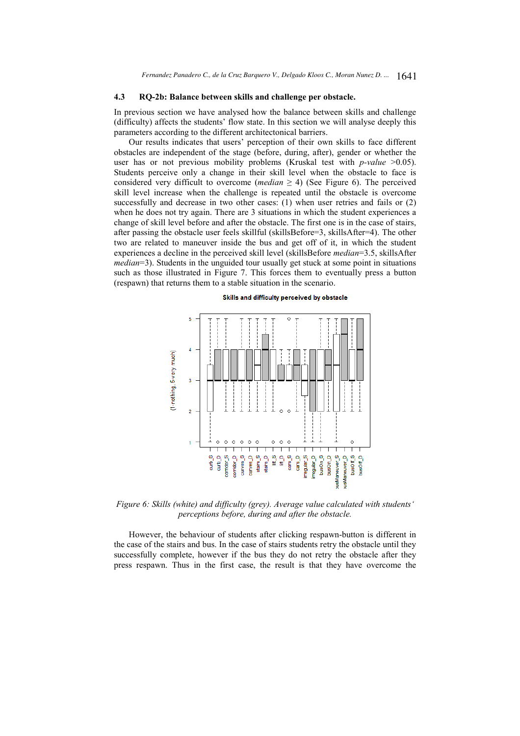### 4.3 RQ-2b: Balance between skills and challenge per obstacle.

In previous section we have analysed how the balance between skills and challenge (difficulty) affects the students' flow state. In this section we will analyse deeply this parameters according to the different architectonical barriers.

Our results indicates that users' perception of their own skills to face different obstacles are independent of the stage (before, during, after), gender or whether the user has or not previous mobility problems (Kruskal test with *p-value* >0.05). Students perceive only a change in their skill level when the obstacle to face is considered very difficult to overcome (*median* ≥ 4) (See Figure 6). The perceived skill level increase when the challenge is repeated until the obstacle is overcome successfully and decrease in two other cases: (1) when user retries and fails or (2) when he does not try again. There are 3 situations in which the student experiences a change of skill level before and after the obstacle. The first one is in the case of stairs, after passing the obstacle user feels skillful (skillsBefore=3, skillsAfter=4). The other two are related to maneuver inside the bus and get off of it, in which the student experiences a decline in the perceived skill level (skillsBefore *median*=3.5, skillsAfter *median*=3). Students in the unguided tour usually get stuck at some point in situations such as those illustrated in Figure 7. This forces them to eventually press a button (respawn) that returns them to a stable situation in the scenario.

Skills and difficulty perceived by obstacle

(1-nothing, 5-very much)

5
4
3
2
1

curb_S
curb_D
corridor_S
corridor_D
curves_S
curves_D
stairs_S
stairs_D
lift_S
lift_D
cars_S
cars_D
irregular_S
irregular_D
busOn_S
busOn_D
busManeuver_S
busManeuver_D
busOff_S
busOff_D

*Figure 6: Skills (white) and difficulty (grey). Average value calculated with students' perceptions before, during and after the obstacle.*

However, the behaviour of students after clicking respawn-button is different in the case of the stairs and bus. In the case of stairs students retry the obstacle until they successfully complete, however if the bus they do not retry the obstacle after they press respawn. Thus in the first case, the result is that they have overcome the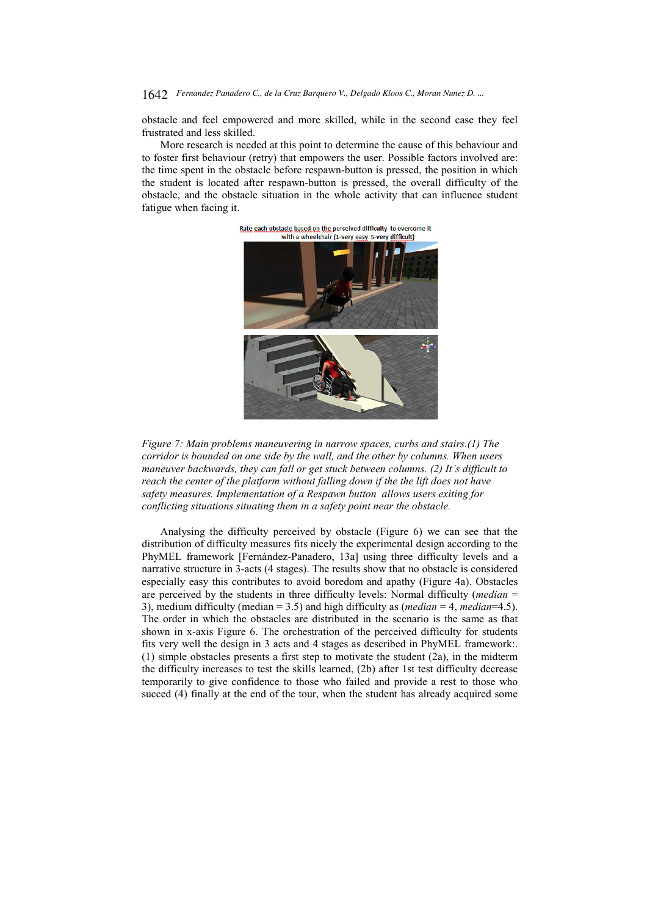obstacle and feel empowered and more skilled, while in the second case they feel frustrated and less skilled.

More research is needed at this point to determine the cause of this behaviour and to foster first behaviour (retry) that empowers the user. Possible factors involved are: the time spent in the obstacle before respawn-button is pressed, the position in which the student is located after respawn-button is pressed, the overall difficulty of the obstacle, and the obstacle situation in the whole activity that can influence student fatigue when facing it.

Rate each obstacle based on the perceived difficulty to overcome it with a wheelchair (1-very easy 5-very difficult)

*Figure 7: Main problems maneuvering in narrow spaces, curbs and stairs.(1) The corridor is bounded on one side by the wall, and the other by columns. When users maneuver backwards, they can fall or get stuck between columns. (2) It's difficult to reach the center of the platform without falling down if the the lift does not have safety measures. Implementation of a Respawn button allows users exiting for conflicting situations situating them in a safety point near the obstacle.*

Analysing the difficulty perceived by obstacle (Figure 6) we can see that the distribution of difficulty measures fits nicely the experimental design according to the PhyMEL framework [Fernández-Panadero, 13a] using three difficulty levels and a narrative structure in 3-acts (4 stages). The results show that no obstacle is considered especially easy this contributes to avoid boredom and apathy (Figure 4a). Obstacles are perceived by the students in three difficulty levels: Normal difficulty (*median* = 3), medium difficulty (median = 3.5) and high difficulty as (*median* = 4, *median*=4.5). The order in which the obstacles are distributed in the scenario is the same as that shown in x-axis Figure 6. The orchestration of the perceived difficulty for students fits very well the design in 3 acts and 4 stages as described in PhyMEL framework:. (1) simple obstacles presents a first step to motivate the student (2a), in the midterm the difficulty increases to test the skills learned, (2b) after 1st test difficulty decrease temporarily to give confidence to those who failed and provide a rest to those who succed (4) finally at the end of the tour, when the student has already acquired some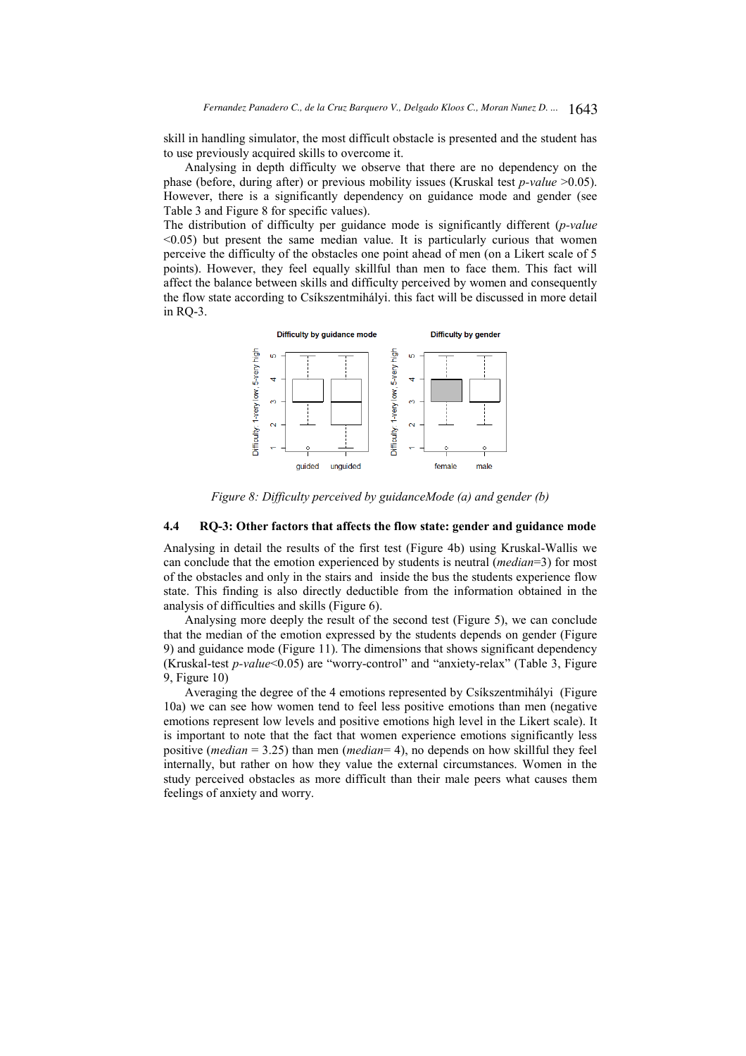skill in handling simulator, the most difficult obstacle is presented and the student has to use previously acquired skills to overcome it.

Analysing in depth difficulty we observe that there are no dependency on the phase (before, during after) or previous mobility issues (Kruskal test *p-value* >0.05). However, there is a significantly dependency on guidance mode and gender (see Table 3 and Figure 8 for specific values).

The distribution of difficulty per guidance mode is significantly different (*p-value* <0.05) but present the same median value. It is particularly curious that women perceive the difficulty of the obstacles one point ahead of men (on a Likert scale of 5 points). However, they feel equally skillful than men to face them. This fact will affect the balance between skills and difficulty perceived by women and consequently the flow state according to Csíkszentmihályi. this fact will be discussed in more detail in RQ-3.

Difficulty by guidance mode

Difficulty: 1-very low; 5-very high

1 2 3 4 5

guided unguided

Difficulty by gender

Difficulty: 1-very low; 5-very high

1 2 3 4 5

female male

*Figure 8: Difficulty perceived by guidanceMode (a) and gender (b)*

### 4.4 RQ-3: Other factors that affects the flow state: gender and guidance mode

Analysing in detail the results of the first test (Figure 4b) using Kruskal-Wallis we can conclude that the emotion experienced by students is neutral (*median*=3) for most of the obstacles and only in the stairs and inside the bus the students experience flow state. This finding is also directly deductible from the information obtained in the analysis of difficulties and skills (Figure 6).

Analysing more deeply the result of the second test (Figure 5), we can conclude that the median of the emotion expressed by the students depends on gender (Figure 9) and guidance mode (Figure 11). The dimensions that shows significant dependency (Kruskal-test *p-value*<0.05) are "worry-control" and "anxiety-relax" (Table 3, Figure 9, Figure 10)

Averaging the degree of the 4 emotions represented by Csíkszentmihályi (Figure 10a) we can see how women tend to feel less positive emotions than men (negative emotions represent low levels and positive emotions high level in the Likert scale). It is important to note that the fact that women experience emotions significantly less positive (*median* = 3.25) than men (*median*= 4), no depends on how skillful they feel internally, but rather on how they value the external circumstances. Women in the study perceived obstacles as more difficult than their male peers what causes them feelings of anxiety and worry.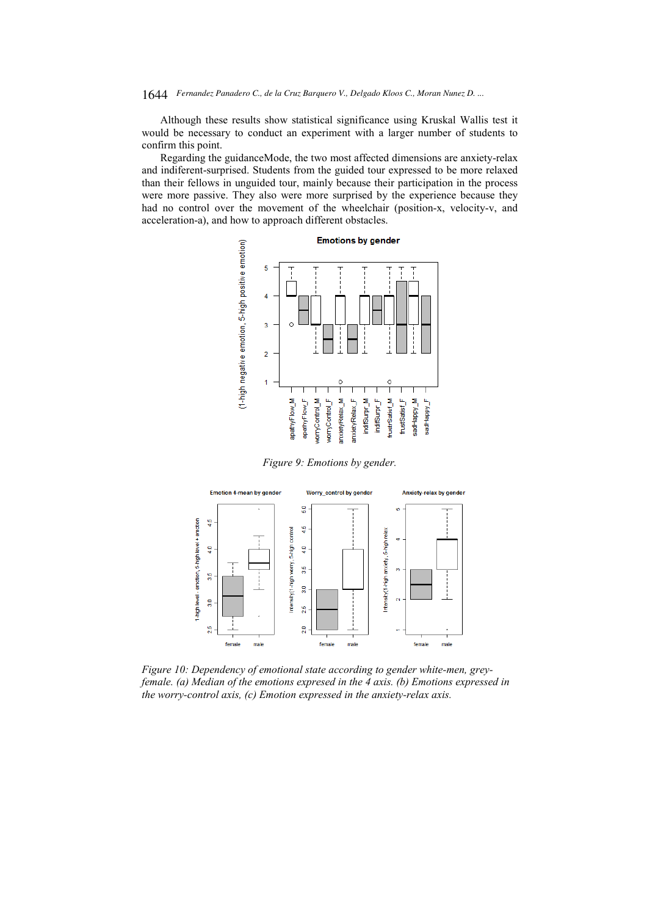Although these results show statistical significance using Kruskal Wallis test it would be necessary to conduct an experiment with a larger number of students to confirm this point.

Regarding the guidanceMode, the two most affected dimensions are anxiety-relax and indiferent-surprised. Students from the guided tour expressed to be more relaxed than their fellows in unguided tour, mainly because their participation in the process were more passive. They also were more surprised by the experience because they had no control over the movement of the wheelchair (position-x, velocity-v, and acceleration-a), and how to approach different obstacles.

Emotions by gender

(1-high negative emotion, 5-high positive emotion)

5
4
3
2
1

apathyFlow_M
apathyFlow_F
worryControl_M
worryControl_F
anxietyRelax_M
anxietyRelax_F
indifSurpr_M
indifSurpr_F
frustrSatisf_M
frustSatisf_F
sadHappy_M
sadHappy_F

*Figure 9: Emotions by gender.*

Emotion 4-mean by gender

1-high level - emotion, 5-high level + emotion

2.5
3.0
3.5
4.0
4.5

female
male

Worry_control by gender

Intensity(1-high worry, 5-high control

2.0
2.5
3.0
3.5
4.0
4.5
5.0

female
male

Anxiety-relax by gender

Intensity(1-high anxiety, 5-high relax

1
2
3
4
5

female
male

*Figure 10: Dependency of emotional state according to gender white-men, grey-female. (a) Median of the emotions expresed in the 4 axis. (b) Emotions expressed in the worry-control axis, (c) Emotion expressed in the anxiety-relax axis.*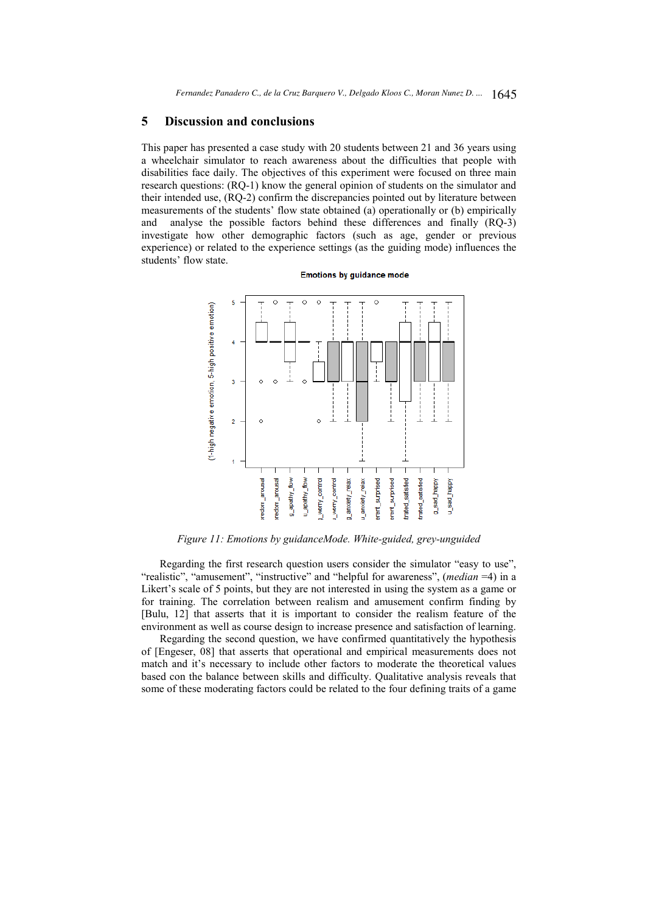## 5 Discussion and conclusions

This paper has presented a case study with 20 students between 21 and 36 years using a wheelchair simulator to reach awareness about the difficulties that people with disabilities face daily. The objectives of this experiment were focused on three main research questions: (RQ-1) know the general opinion of students on the simulator and their intended use, (RQ-2) confirm the discrepancies pointed out by literature between measurements of the students' flow state obtained (a) operationally or (b) empirically and analyse the possible factors behind these differences and finally (RQ-3) investigate how other demographic factors (such as age, gender or previous experience) or related to the experience settings (as the guiding mode) influences the students' flow state.

Emotions by guidance mode

(1-high negative emotion, 5-high positive emotion)

5
4
3
2
1

redom_arousal
redom_arousal
g_apathy_flow
u_apathy_flow
j_worry_control
i_worry_control
g_anxiety_relax
u_anxiety_relax
ent_surprised
ent_surprised
trated_satisfied
trated_satisfied
g_sad_happy
u_sad_happy

*Figure 11: Emotions by guidanceMode. White-guided, grey-unguided*

Regarding the first research question users consider the simulator "easy to use", "realistic", "amusement", "instructive" and "helpful for awareness", (*median* =4) in a Likert's scale of 5 points, but they are not interested in using the system as a game or for training. The correlation between realism and amusement confirm finding by [Bulu, 12] that asserts that it is important to consider the realism feature of the environment as well as course design to increase presence and satisfaction of learning.

Regarding the second question, we have confirmed quantitatively the hypothesis of [Engeser, 08] that asserts that operational and empirical measurements does not match and it's necessary to include other factors to moderate the theoretical values based con the balance between skills and difficulty. Qualitative analysis reveals that some of these moderating factors could be related to the four defining traits of a game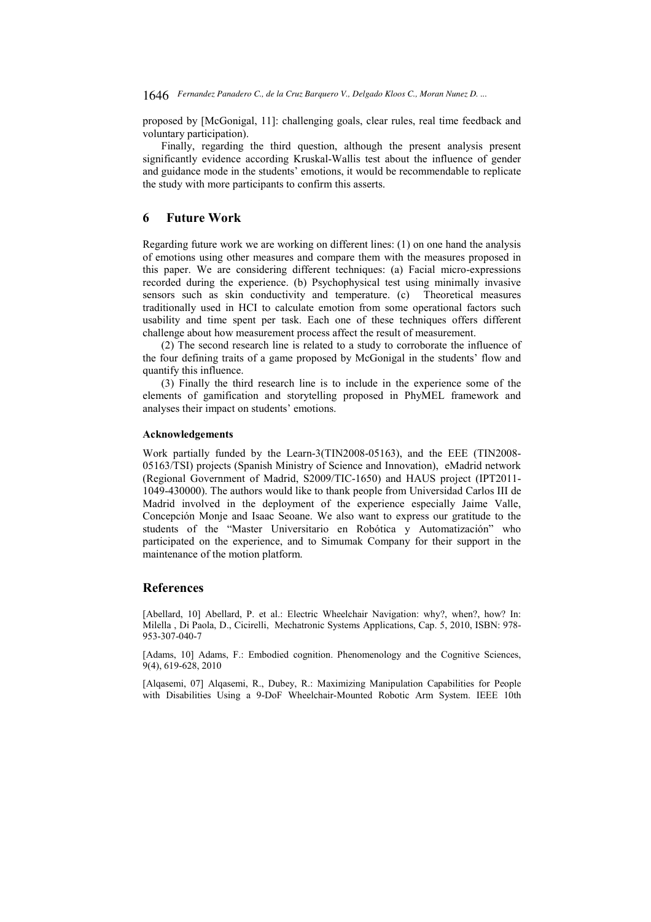proposed by [McGonigal, 11]: challenging goals, clear rules, real time feedback and voluntary participation).

Finally, regarding the third question, although the present analysis present significantly evidence according Kruskal-Wallis test about the influence of gender and guidance mode in the students' emotions, it would be recommendable to replicate the study with more participants to confirm this asserts.

## 6 Future Work

Regarding future work we are working on different lines: (1) on one hand the analysis of emotions using other measures and compare them with the measures proposed in this paper. We are considering different techniques: (a) Facial micro-expressions recorded during the experience. (b) Psychophysical test using minimally invasive sensors such as skin conductivity and temperature. (c) Theoretical measures traditionally used in HCI to calculate emotion from some operational factors such usability and time spent per task. Each one of these techniques offers different challenge about how measurement process affect the result of measurement.

(2) The second research line is related to a study to corroborate the influence of the four defining traits of a game proposed by McGonigal in the students' flow and quantify this influence.

(3) Finally the third research line is to include in the experience some of the elements of gamification and storytelling proposed in PhyMEL framework and analyses their impact on students' emotions.

#### Acknowledgements

Work partially funded by the Learn-3(TIN2008-05163), and the EEE (TIN2008-05163/TSI) projects (Spanish Ministry of Science and Innovation), eMadrid network (Regional Government of Madrid, S2009/TIC-1650) and HAUS project (IPT2011-1049-430000). The authors would like to thank people from Universidad Carlos III de Madrid involved in the deployment of the experience especially Jaime Valle, Concepción Monje and Isaac Seoane. We also want to express our gratitude to the students of the "Master Universitario en Robótica y Automatización" who participated on the experience, and to Simumak Company for their support in the maintenance of the motion platform.

## References

[Abellard, 10] Abellard, P. et al.: Electric Wheelchair Navigation: why?, when?, how? In: Milella , Di Paola, D., Cicirelli, Mechatronic Systems Applications, Cap. 5, 2010, ISBN: 978-953-307-040-7

[Adams, 10] Adams, F.: Embodied cognition. Phenomenology and the Cognitive Sciences, 9(4), 619-628, 2010

[Alqasemi, 07] Alqasemi, R., Dubey, R.: Maximizing Manipulation Capabilities for People with Disabilities Using a 9-DoF Wheelchair-Mounted Robotic Arm System. IEEE 10th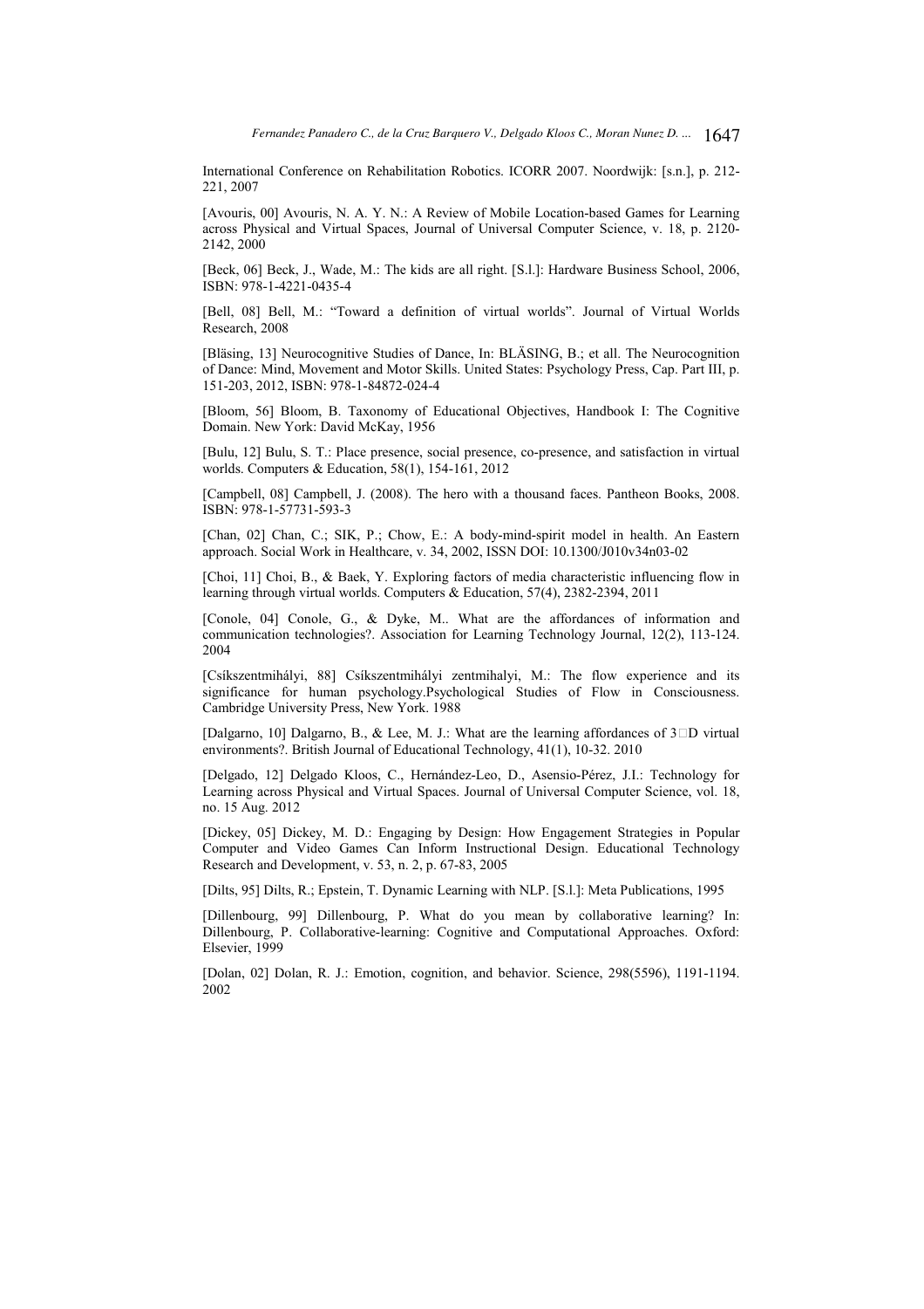International Conference on Rehabilitation Robotics. ICORR 2007. Noordwijk: [s.n.], p. 212-221, 2007

[Avouris, 00] Avouris, N. A. Y. N.: A Review of Mobile Location-based Games for Learning across Physical and Virtual Spaces, Journal of Universal Computer Science, v. 18, p. 2120-2142, 2000

[Beck, 06] Beck, J., Wade, M.: The kids are all right. [S.l.]: Hardware Business School, 2006, ISBN: 978-1-4221-0435-4

[Bell, 08] Bell, M.: "Toward a definition of virtual worlds". Journal of Virtual Worlds Research, 2008

[Bläsing, 13] Neurocognitive Studies of Dance, In: BLÄSING, B.; et all. The Neurocognition of Dance: Mind, Movement and Motor Skills. United States: Psychology Press, Cap. Part III, p. 151-203, 2012, ISBN: 978-1-84872-024-4

[Bloom, 56] Bloom, B. Taxonomy of Educational Objectives, Handbook I: The Cognitive Domain. New York: David McKay, 1956

[Bulu, 12] Bulu, S. T.: Place presence, social presence, co-presence, and satisfaction in virtual worlds. Computers & Education, 58(1), 154-161, 2012

[Campbell, 08] Campbell, J. (2008). The hero with a thousand faces. Pantheon Books, 2008. ISBN: 978-1-57731-593-3

[Chan, 02] Chan, C.; SIK, P.; Chow, E.: A body-mind-spirit model in health. An Eastern approach. Social Work in Healthcare, v. 34, 2002, ISSN DOI: 10.1300/J010v34n03-02

[Choi, 11] Choi, B., & Baek, Y. Exploring factors of media characteristic influencing flow in learning through virtual worlds. Computers & Education, 57(4), 2382-2394, 2011

[Conole, 04] Conole, G., & Dyke, M.. What are the affordances of information and communication technologies?. Association for Learning Technology Journal, 12(2), 113-124. 2004

[Csíkszentmihályi, 88] Csíkszentmihályi zentmihalyi, M.: The flow experience and its significance for human psychology.Psychological Studies of Flow in Consciousness. Cambridge University Press, New York. 1988

[Dalgarno, 10] Dalgarno, B., & Lee, M. J.: What are the learning affordances of 3□D virtual environments?. British Journal of Educational Technology, 41(1), 10-32. 2010

[Delgado, 12] Delgado Kloos, C., Hernández-Leo, D., Asensio-Pérez, J.I.: Technology for Learning across Physical and Virtual Spaces. Journal of Universal Computer Science, vol. 18, no. 15 Aug. 2012

[Dickey, 05] Dickey, M. D.: Engaging by Design: How Engagement Strategies in Popular Computer and Video Games Can Inform Instructional Design. Educational Technology Research and Development, v. 53, n. 2, p. 67-83, 2005

[Dilts, 95] Dilts, R.; Epstein, T. Dynamic Learning with NLP. [S.l.]: Meta Publications, 1995

[Dillenbourg, 99] Dillenbourg, P. What do you mean by collaborative learning? In: Dillenbourg, P. Collaborative-learning: Cognitive and Computational Approaches. Oxford: Elsevier, 1999

[Dolan, 02] Dolan, R. J.: Emotion, cognition, and behavior. Science, 298(5596), 1191-1194. 2002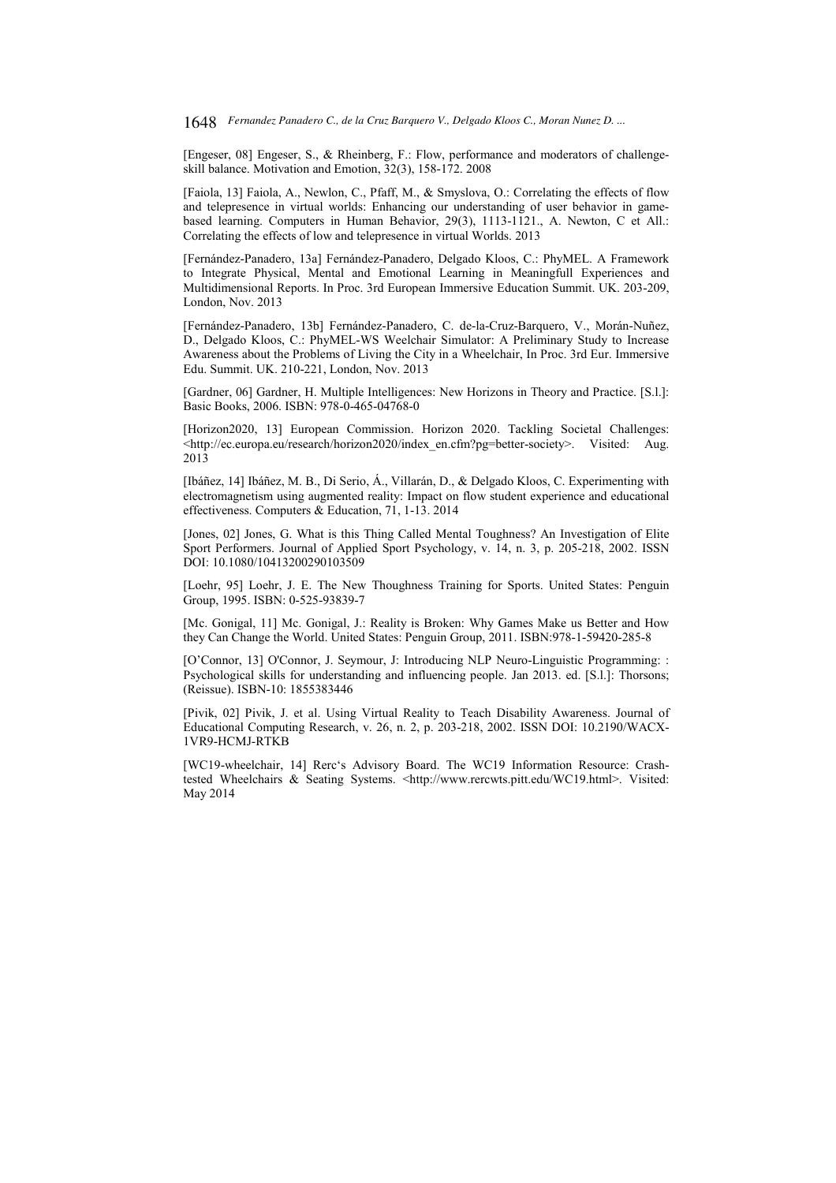[Engeser, 08] Engeser, S., & Rheinberg, F.: Flow, performance and moderators of challenge-skill balance. Motivation and Emotion, 32(3), 158-172. 2008

[Faiola, 13] Faiola, A., Newlon, C., Pfaff, M., & Smyslova, O.: Correlating the effects of flow and telepresence in virtual worlds: Enhancing our understanding of user behavior in game-based learning. Computers in Human Behavior, 29(3), 1113-1121., A. Newton, C et All.: Correlating the effects of low and telepresence in virtual Worlds. 2013

[Fernández-Panadero, 13a] Fernández-Panadero, Delgado Kloos, C.: PhyMEL. A Framework to Integrate Physical, Mental and Emotional Learning in Meaningfull Experiences and Multidimensional Reports. In Proc. 3rd European Immersive Education Summit. UK. 203-209, London, Nov. 2013

[Fernández-Panadero, 13b] Fernández-Panadero, C. de-la-Cruz-Barquero, V., Morán-Nuñez, D., Delgado Kloos, C.: PhyMEL-WS Weelchair Simulator: A Preliminary Study to Increase Awareness about the Problems of Living the City in a Wheelchair, In Proc. 3rd Eur. Immersive Edu. Summit. UK. 210-221, London, Nov. 2013

[Gardner, 06] Gardner, H. Multiple Intelligences: New Horizons in Theory and Practice. [S.l.]: Basic Books, 2006. ISBN: 978-0-465-04768-0

[Horizon2020, 13] European Commission. Horizon 2020. Tackling Societal Challenges: <http://ec.europa.eu/research/horizon2020/index_en.cfm?pg=better-society>. Visited: Aug. 2013

[Ibáñez, 14] Ibáñez, M. B., Di Serio, Á., Villarán, D., & Delgado Kloos, C. Experimenting with electromagnetism using augmented reality: Impact on flow student experience and educational effectiveness. Computers & Education, 71, 1-13. 2014

[Jones, 02] Jones, G. What is this Thing Called Mental Toughness? An Investigation of Elite Sport Performers. Journal of Applied Sport Psychology, v. 14, n. 3, p. 205-218, 2002. ISSN DOI: 10.1080/10413200290103509

[Loehr, 95] Loehr, J. E. The New Thoughness Training for Sports. United States: Penguin Group, 1995. ISBN: 0-525-93839-7

[Mc. Gonigal, 11] Mc. Gonigal, J.: Reality is Broken: Why Games Make us Better and How they Can Change the World. United States: Penguin Group, 2011. ISBN:978-1-59420-285-8

[O'Connor, 13] O'Connor, J. Seymour, J: Introducing NLP Neuro-Linguistic Programming: : Psychological skills for understanding and influencing people. Jan 2013. ed. [S.l.]: Thorsons; (Reissue). ISBN-10: 1855383446

[Pivik, 02] Pivik, J. et al. Using Virtual Reality to Teach Disability Awareness. Journal of Educational Computing Research, v. 26, n. 2, p. 203-218, 2002. ISSN DOI: 10.2190/WACX-1VR9-HCMJ-RTKB

[WC19-wheelchair, 14] Rerc's Advisory Board. The WC19 Information Resource: Crash-tested Wheelchairs & Seating Systems. <http://www.rercwts.pitt.edu/WC19.html>. Visited: May 2014